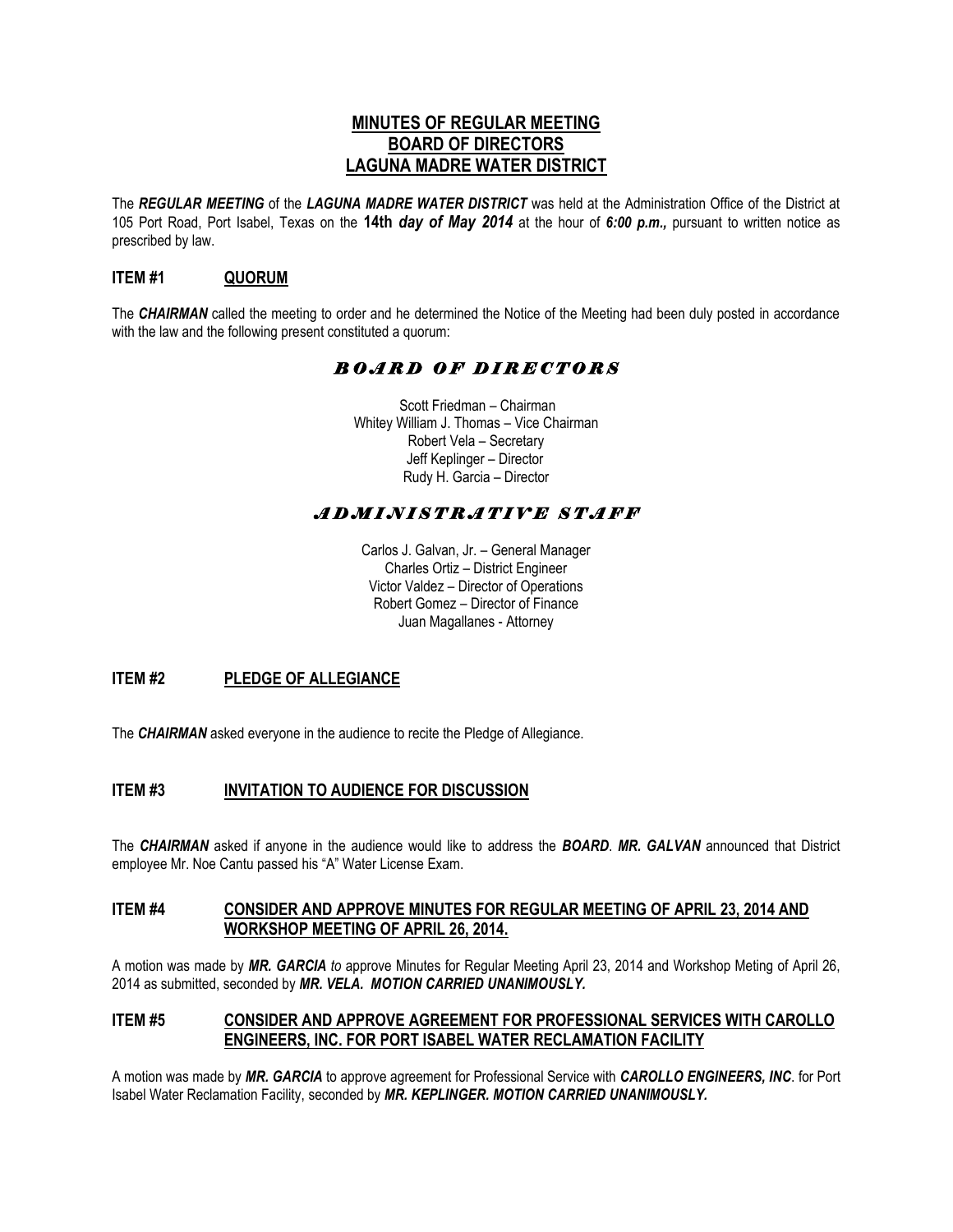# MINUTES OF REGULAR MEETING
# BOARD OF DIRECTORS
# LAGUNA MADRE WATER DISTRICT

The ***REGULAR MEETING*** of the ***LAGUNA MADRE WATER DISTRICT*** was held at the Administration Office of the District at 105 Port Road, Port Isabel, Texas on the **14th *day of May 2014*** at the hour of ***6:00 p.m.,*** pursuant to written notice as prescribed by law.

## ITEM #1 QUORUM

The ***CHAIRMAN*** called the meeting to order and he determined the Notice of the Meeting had been duly posted in accordance with the law and the following present constituted a quorum:

### *BOARD OF DIRECTORS*

Scott Friedman – Chairman
Whitey William J. Thomas – Vice Chairman
Robert Vela – Secretary
Jeff Keplinger – Director
Rudy H. Garcia – Director

### *ADMINISTRATIVE STAFF*

Carlos J. Galvan, Jr. – General Manager
Charles Ortiz – District Engineer
Victor Valdez – Director of Operations
Robert Gomez – Director of Finance
Juan Magallanes - Attorney

## ITEM #2 PLEDGE OF ALLEGIANCE

The ***CHAIRMAN*** asked everyone in the audience to recite the Pledge of Allegiance.

## ITEM #3 INVITATION TO AUDIENCE FOR DISCUSSION

The ***CHAIRMAN*** asked if anyone in the audience would like to address the ***BOARD***. ***MR. GALVAN*** announced that District employee Mr. Noe Cantu passed his "A" Water License Exam.

## ITEM #4 CONSIDER AND APPROVE MINUTES FOR REGULAR MEETING OF APRIL 23, 2014 AND WORKSHOP MEETING OF APRIL 26, 2014.

A motion was made by ***MR. GARCIA*** *to* approve Minutes for Regular Meeting April 23, 2014 and Workshop Meting of April 26, 2014 as submitted, seconded by ***MR. VELA. MOTION CARRIED UNANIMOUSLY.***

## ITEM #5 CONSIDER AND APPROVE AGREEMENT FOR PROFESSIONAL SERVICES WITH CAROLLO ENGINEERS, INC. FOR PORT ISABEL WATER RECLAMATION FACILITY

A motion was made by ***MR. GARCIA*** to approve agreement for Professional Service with ***CAROLLO ENGINEERS, INC***. for Port Isabel Water Reclamation Facility, seconded by ***MR. KEPLINGER. MOTION CARRIED UNANIMOUSLY.***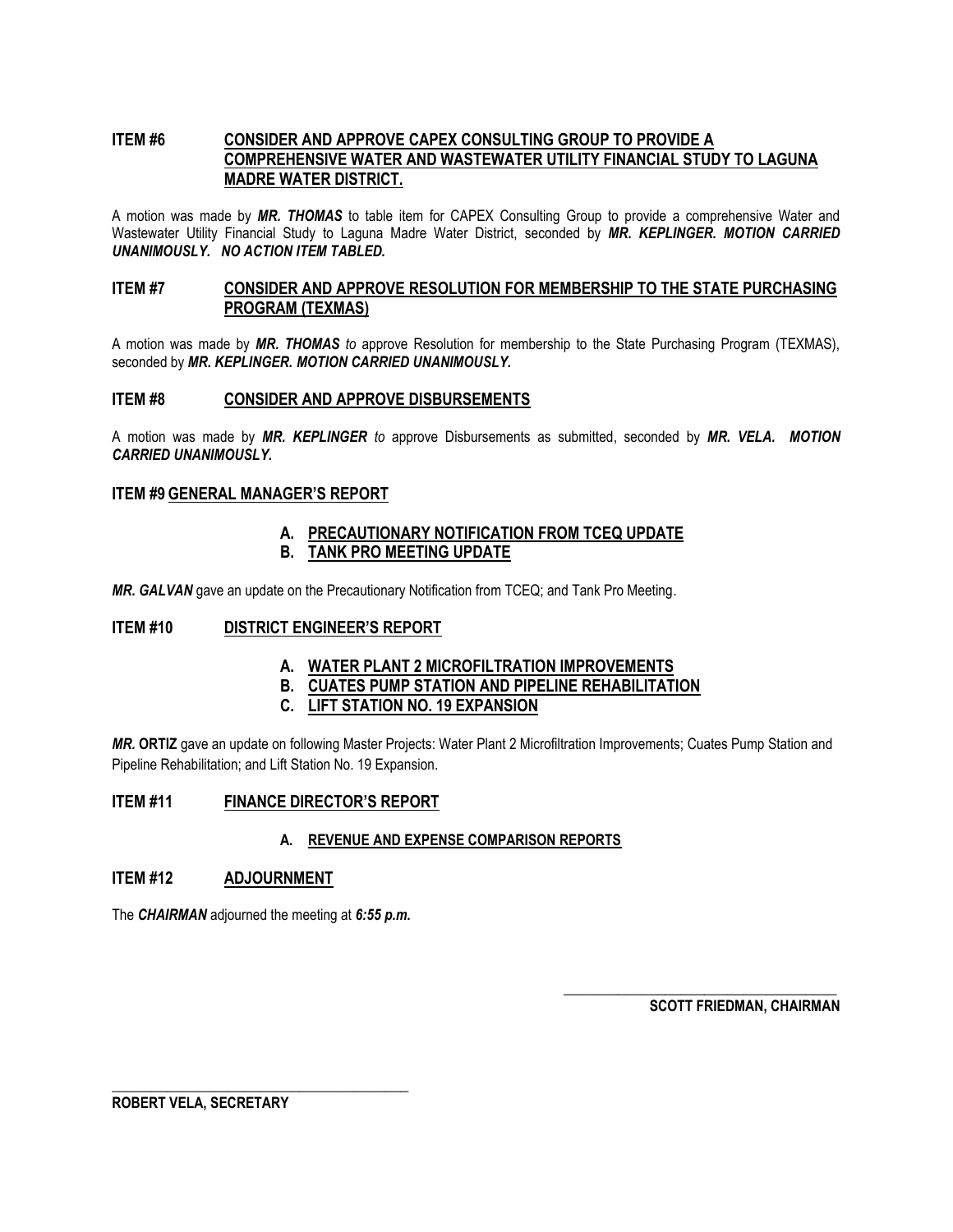### ITEM #6 <u>CONSIDER AND APPROVE CAPEX CONSULTING GROUP TO PROVIDE A COMPREHENSIVE WATER AND WASTEWATER UTILITY FINANCIAL STUDY TO LAGUNA MADRE WATER DISTRICT.</u>

A motion was made by ***MR. THOMAS*** to table item for CAPEX Consulting Group to provide a comprehensive Water and Wastewater Utility Financial Study to Laguna Madre Water District, seconded by ***MR. KEPLINGER. MOTION CARRIED UNANIMOUSLY. NO ACTION ITEM TABLED.***

### ITEM #7 <u>CONSIDER AND APPROVE RESOLUTION FOR MEMBERSHIP TO THE STATE PURCHASING PROGRAM (TEXMAS)</u>

A motion was made by ***MR. THOMAS*** *to* approve Resolution for membership to the State Purchasing Program (TEXMAS), seconded by ***MR. KEPLINGER. MOTION CARRIED UNANIMOUSLY.***

### ITEM #8 <u>CONSIDER AND APPROVE DISBURSEMENTS</u>

A motion was made by ***MR. KEPLINGER*** *to* approve Disbursements as submitted, seconded by ***MR. VELA. MOTION CARRIED UNANIMOUSLY.***

### ITEM #9 <u>GENERAL MANAGER'S REPORT</u>

**A. <u>PRECAUTIONARY NOTIFICATION FROM TCEQ UPDATE</u>**
**B. <u>TANK PRO MEETING UPDATE</u>**

***MR. GALVAN*** gave an update on the Precautionary Notification from TCEQ; and Tank Pro Meeting.

### ITEM #10 <u>DISTRICT ENGINEER'S REPORT</u>

**A. <u>WATER PLANT 2 MICROFILTRATION IMPROVEMENTS</u>**
**B. <u>CUATES PUMP STATION AND PIPELINE REHABILITATION</u>**
**C. <u>LIFT STATION NO. 19 EXPANSION</u>**

***MR.* ORTIZ** gave an update on following Master Projects: Water Plant 2 Microfiltration Improvements; Cuates Pump Station and Pipeline Rehabilitation; and Lift Station No. 19 Expansion.

### ITEM #11 <u>FINANCE DIRECTOR'S REPORT</u>

**A. <u>REVENUE AND EXPENSE COMPARISON REPORTS</u>**

### ITEM #12 <u>ADJOURNMENT</u>

The ***CHAIRMAN*** adjourned the meeting at ***6:55 p.m.***

\_\_\_\_\_\_\_\_\_\_\_\_\_\_\_\_\_\_\_\_\_\_\_\_\_\_\_\_\_\_\_\_\_\_\_\_\_\_\_\_
**SCOTT FRIEDMAN, CHAIRMAN**

\_\_\_\_\_\_\_\_\_\_\_\_\_\_\_\_\_\_\_\_\_\_\_\_\_\_\_\_\_\_\_\_\_\_\_\_\_\_\_\_
**ROBERT VELA, SECRETARY**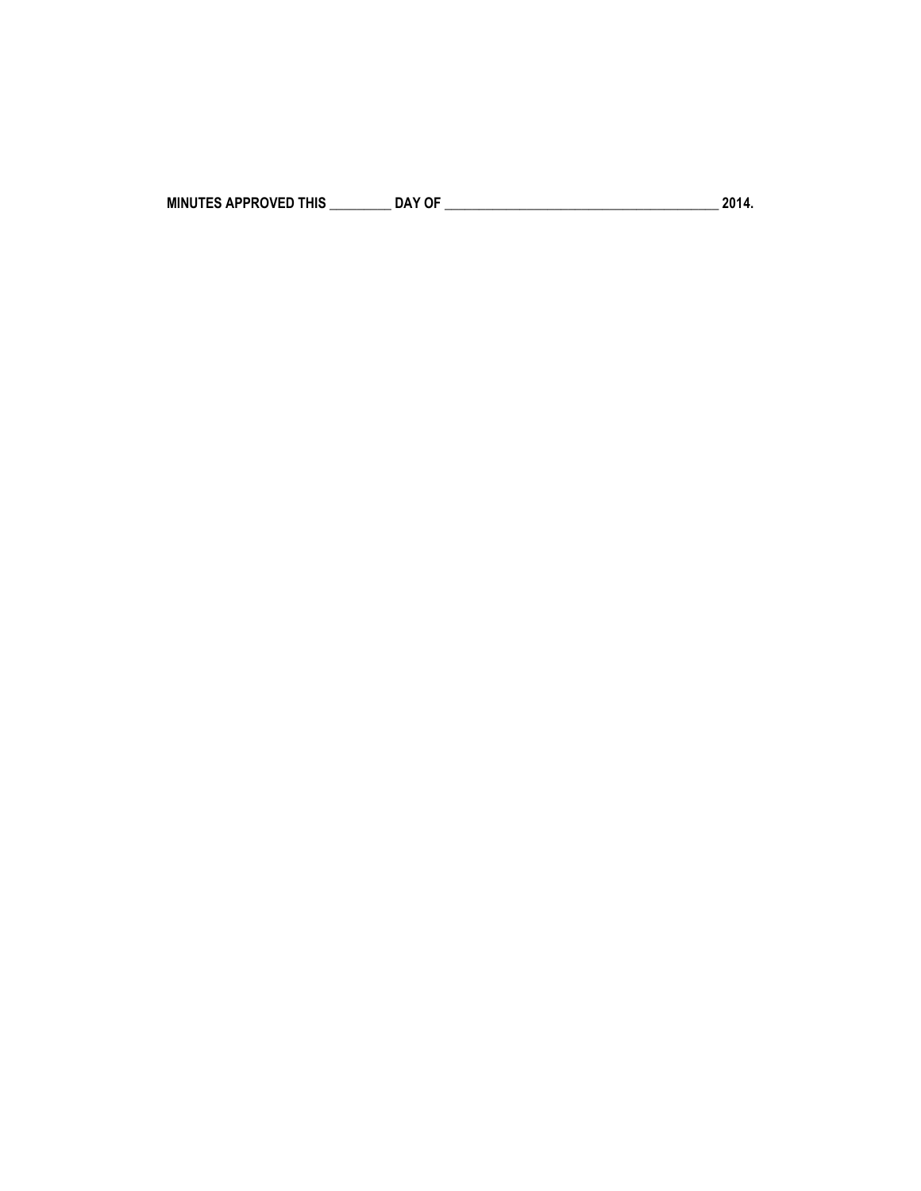**MINUTES APPROVED THIS _________ DAY OF _________________________________________ 2014.**